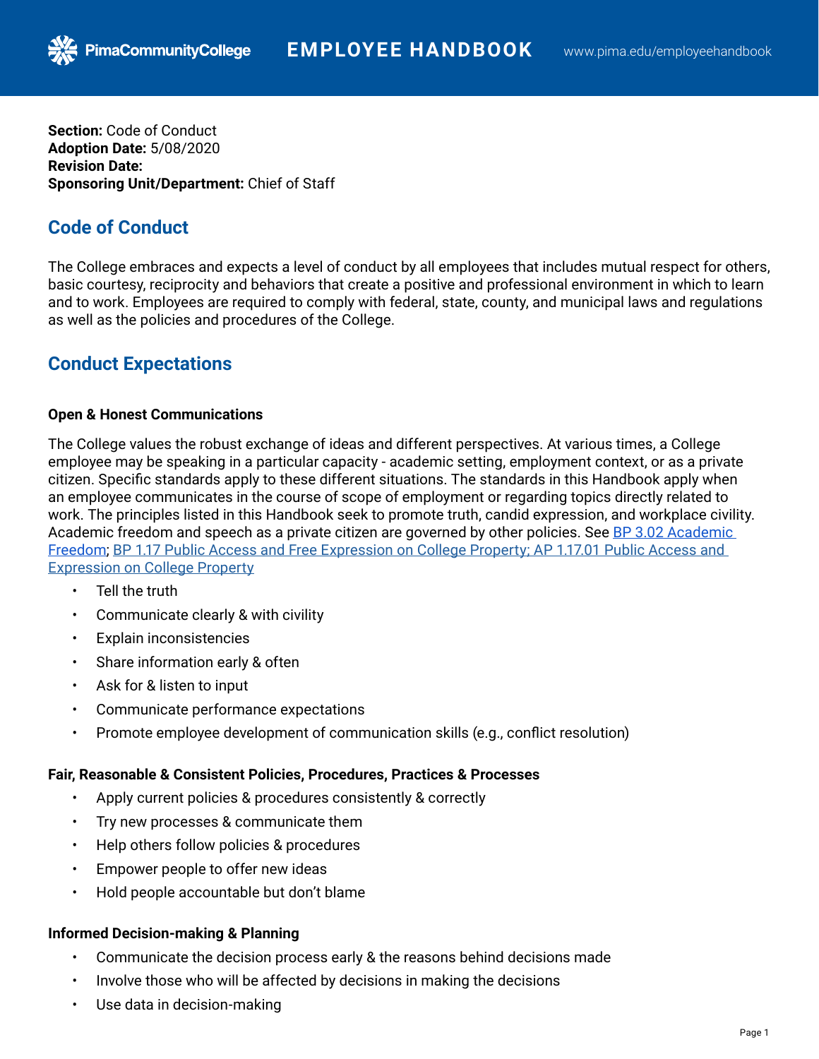**Section:** Code of Conduct
**Adoption Date:** 5/08/2020
**Revision Date:**
**Sponsoring Unit/Department:** Chief of Staff

## Code of Conduct

The College embraces and expects a level of conduct by all employees that includes mutual respect for others, basic courtesy, reciprocity and behaviors that create a positive and professional environment in which to learn and to work. Employees are required to comply with federal, state, county, and municipal laws and regulations as well as the policies and procedures of the College.

## Conduct Expectations

**Open & Honest Communications**

The College values the robust exchange of ideas and different perspectives. At various times, a College employee may be speaking in a particular capacity - academic setting, employment context, or as a private citizen. Specific standards apply to these different situations. The standards in this Handbook apply when an employee communicates in the course of scope of employment or regarding topics directly related to work. The principles listed in this Handbook seek to promote truth, candid expression, and workplace civility. Academic freedom and speech as a private citizen are governed by other policies. See BP 3.02 Academic Freedom; BP 1.17 Public Access and Free Expression on College Property; AP 1.17.01 Public Access and Expression on College Property

- Tell the truth
- Communicate clearly & with civility
- Explain inconsistencies
- Share information early & often
- Ask for & listen to input
- Communicate performance expectations
- Promote employee development of communication skills (e.g., conflict resolution)

**Fair, Reasonable & Consistent Policies, Procedures, Practices & Processes**

- Apply current policies & procedures consistently & correctly
- Try new processes & communicate them
- Help others follow policies & procedures
- Empower people to offer new ideas
- Hold people accountable but don't blame

**Informed Decision-making & Planning**

- Communicate the decision process early & the reasons behind decisions made
- Involve those who will be affected by decisions in making the decisions
- Use data in decision-making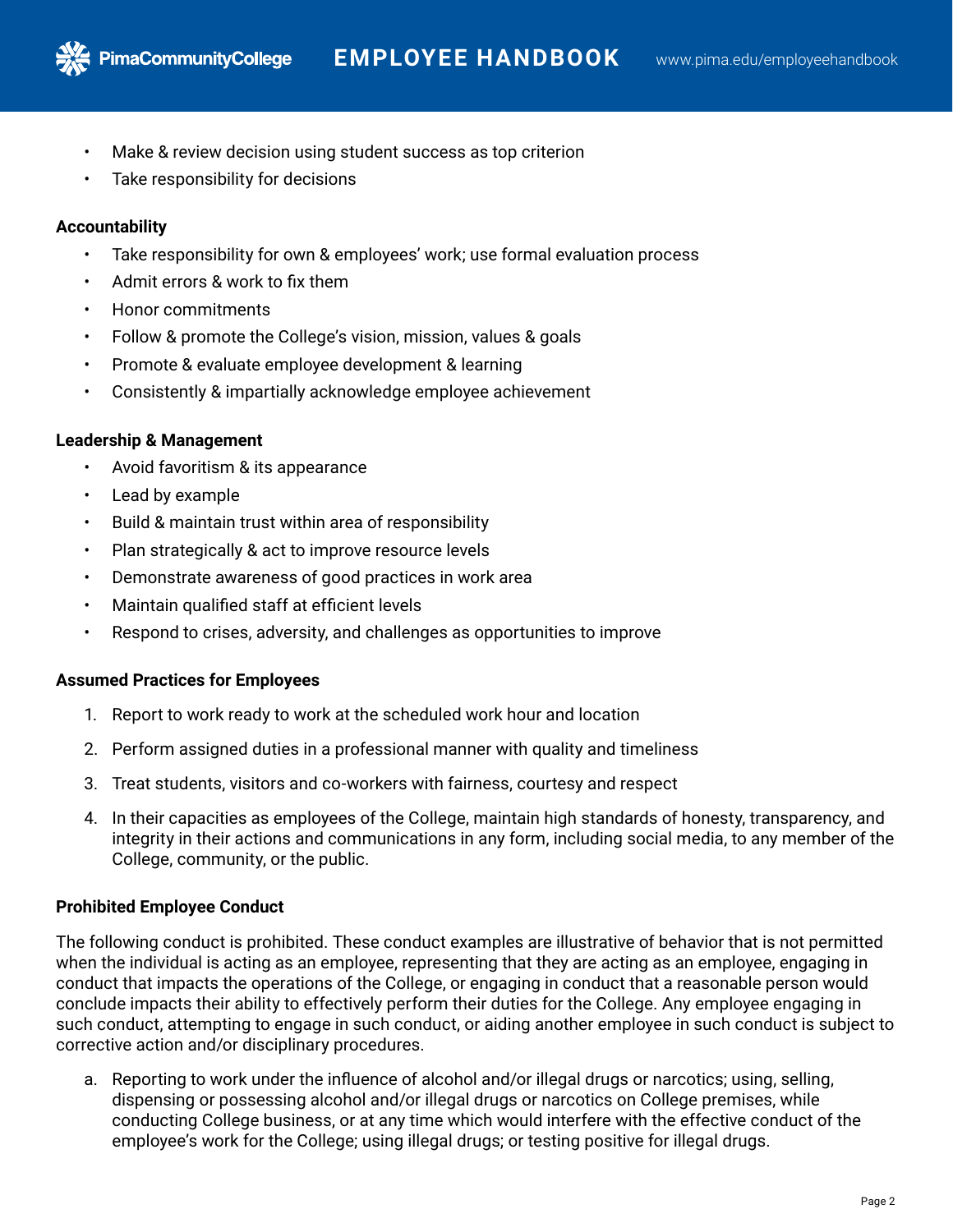- Make & review decision using student success as top criterion
- Take responsibility for decisions

**Accountability**

- Take responsibility for own & employees' work; use formal evaluation process
- Admit errors & work to fix them
- Honor commitments
- Follow & promote the College's vision, mission, values & goals
- Promote & evaluate employee development & learning
- Consistently & impartially acknowledge employee achievement

**Leadership & Management**

- Avoid favoritism & its appearance
- Lead by example
- Build & maintain trust within area of responsibility
- Plan strategically & act to improve resource levels
- Demonstrate awareness of good practices in work area
- Maintain qualified staff at efficient levels
- Respond to crises, adversity, and challenges as opportunities to improve

**Assumed Practices for Employees**

1. Report to work ready to work at the scheduled work hour and location
2. Perform assigned duties in a professional manner with quality and timeliness
3. Treat students, visitors and co-workers with fairness, courtesy and respect
4. In their capacities as employees of the College, maintain high standards of honesty, transparency, and integrity in their actions and communications in any form, including social media, to any member of the College, community, or the public.

**Prohibited Employee Conduct**

The following conduct is prohibited. These conduct examples are illustrative of behavior that is not permitted when the individual is acting as an employee, representing that they are acting as an employee, engaging in conduct that impacts the operations of the College, or engaging in conduct that a reasonable person would conclude impacts their ability to effectively perform their duties for the College. Any employee engaging in such conduct, attempting to engage in such conduct, or aiding another employee in such conduct is subject to corrective action and/or disciplinary procedures.

a. Reporting to work under the influence of alcohol and/or illegal drugs or narcotics; using, selling, dispensing or possessing alcohol and/or illegal drugs or narcotics on College premises, while conducting College business, or at any time which would interfere with the effective conduct of the employee's work for the College; using illegal drugs; or testing positive for illegal drugs.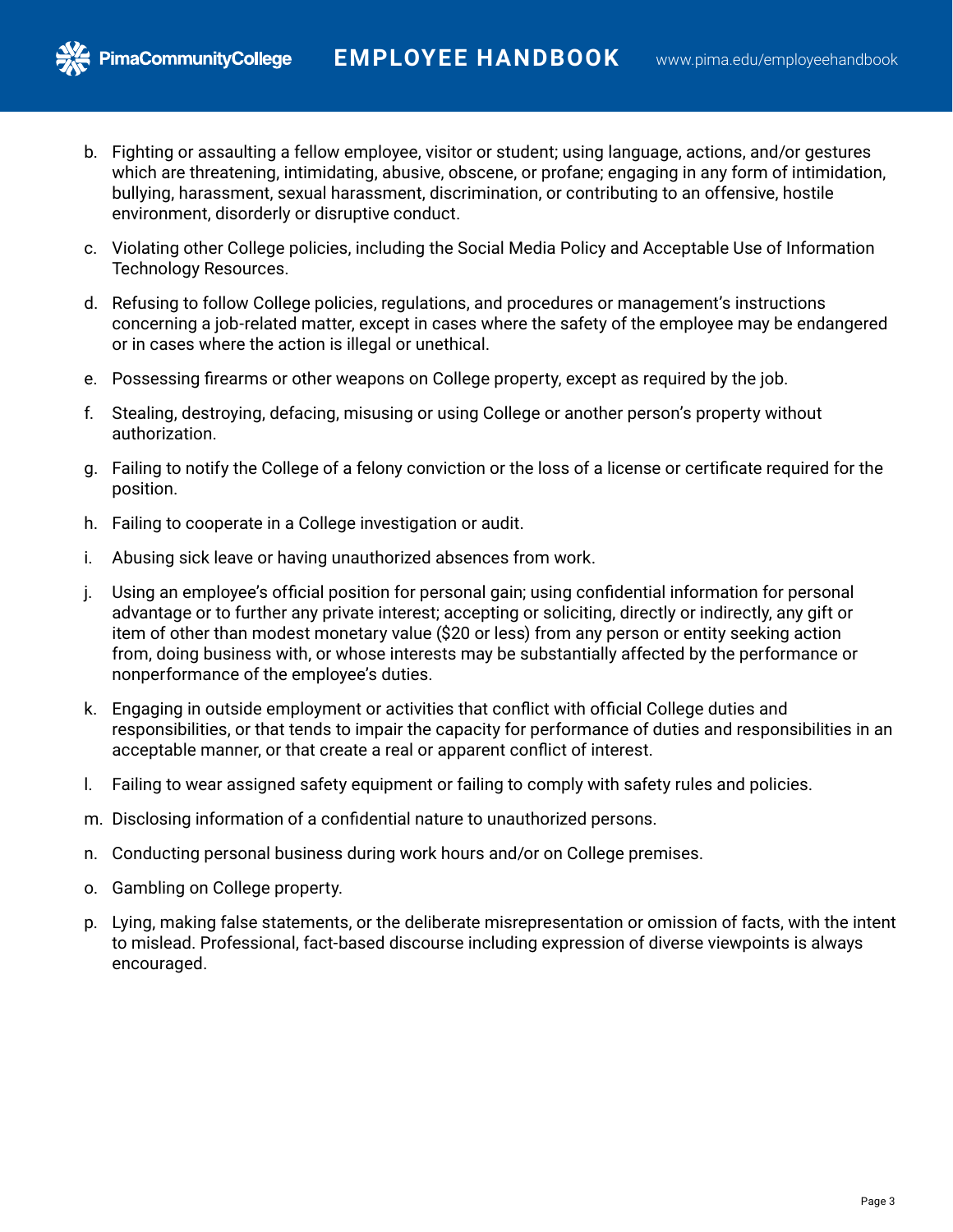b. Fighting or assaulting a fellow employee, visitor or student; using language, actions, and/or gestures which are threatening, intimidating, abusive, obscene, or profane; engaging in any form of intimidation, bullying, harassment, sexual harassment, discrimination, or contributing to an offensive, hostile environment, disorderly or disruptive conduct.

c. Violating other College policies, including the Social Media Policy and Acceptable Use of Information Technology Resources.

d. Refusing to follow College policies, regulations, and procedures or management's instructions concerning a job-related matter, except in cases where the safety of the employee may be endangered or in cases where the action is illegal or unethical.

e. Possessing firearms or other weapons on College property, except as required by the job.

f. Stealing, destroying, defacing, misusing or using College or another person's property without authorization.

g. Failing to notify the College of a felony conviction or the loss of a license or certificate required for the position.

h. Failing to cooperate in a College investigation or audit.

i. Abusing sick leave or having unauthorized absences from work.

j. Using an employee's official position for personal gain; using confidential information for personal advantage or to further any private interest; accepting or soliciting, directly or indirectly, any gift or item of other than modest monetary value ($20 or less) from any person or entity seeking action from, doing business with, or whose interests may be substantially affected by the performance or nonperformance of the employee's duties.

k. Engaging in outside employment or activities that conflict with official College duties and responsibilities, or that tends to impair the capacity for performance of duties and responsibilities in an acceptable manner, or that create a real or apparent conflict of interest.

l. Failing to wear assigned safety equipment or failing to comply with safety rules and policies.

m. Disclosing information of a confidential nature to unauthorized persons.

n. Conducting personal business during work hours and/or on College premises.

o. Gambling on College property.

p. Lying, making false statements, or the deliberate misrepresentation or omission of facts, with the intent to mislead. Professional, fact-based discourse including expression of diverse viewpoints is always encouraged.